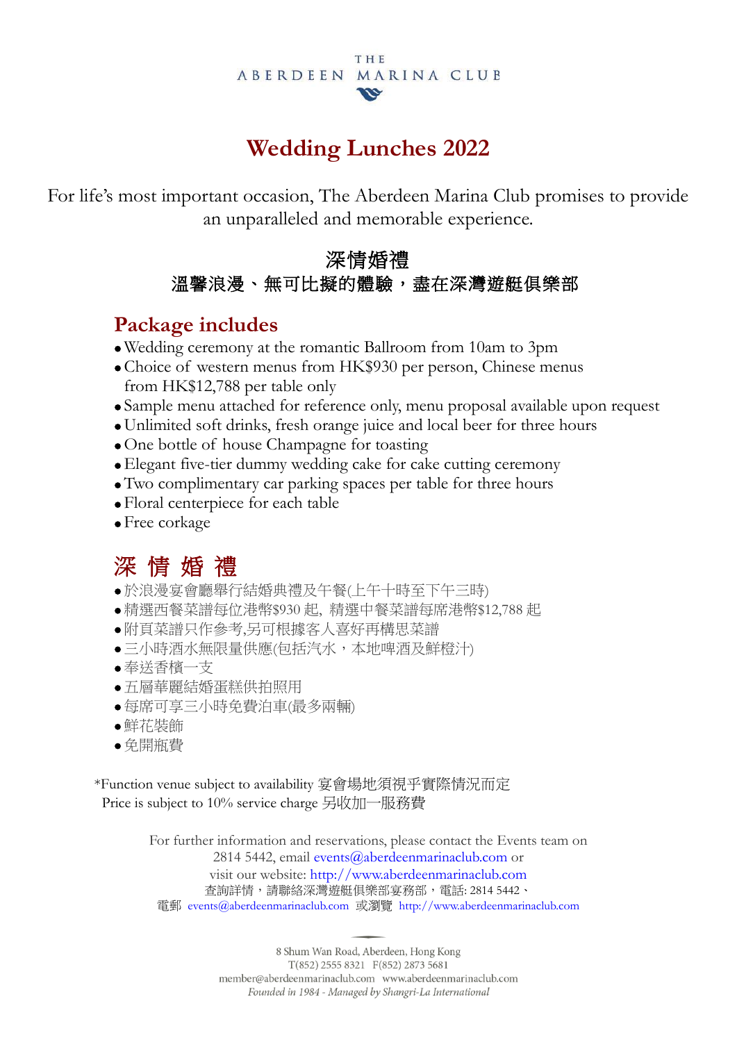THE ABERDEEN MARINA CLUB

# Wedding Lunches 2022

For life's most important occasion, The Aberdeen Marina Club promises to provide an unparalleled and memorable experience.

## 深情婚禮

### 溫馨浪漫、無可比擬的體驗，盡在深灣遊艇俱樂部

## Package includes

- Wedding ceremony at the romantic Ballroom from 10am to 3pm
- Choice of western menus from HK$930 per person, Chinese menus from HK$12,788 per table only
- Sample menu attached for reference only, menu proposal available upon request
- Unlimited soft drinks, fresh orange juice and local beer for three hours
- One bottle of house Champagne for toasting
- Elegant five-tier dummy wedding cake for cake cutting ceremony
- Two complimentary car parking spaces per table for three hours
- Floral centerpiece for each table
- Free corkage

## 深 情 婚 禮

- 於浪漫宴會廳舉行結婚典禮及午餐(上午十時至下午三時)
- 精選西餐菜譜每位港幣$930 起, 精選中餐菜譜每席港幣$12,788 起
- 附頁菜譜只作參考,另可根據客人喜好再構思菜譜
- 三小時酒水無限量供應(包括汽水，本地啤酒及鮮橙汁)
- 奉送香檳一支
- 五層華麗結婚蛋糕供拍照用
- 每席可享三小時免費泊車(最多兩輛)
- 鮮花裝飾
- 免開瓶費

*Function venue subject to availability 宴會場地須視乎實際情況而定
Price is subject to 10% service charge 另收加一服務費

For further information and reservations, please contact the Events team on 2814 5442, email events@aberdeenmarinaclub.com or visit our website: http://www.aberdeenmarinaclub.com
查詢詳情，請聯絡深灣遊艇俱樂部宴務部，電話: 2814 5442、電郵 events@aberdeenmarinaclub.com 或瀏覽 http://www.aberdeenmarinaclub.com

8 Shum Wan Road, Aberdeen, Hong Kong
T(852) 2555 8321 F(852) 2873 5681
member@aberdeenmarinaclub.com www.aberdeenmarinaclub.com
*Founded in 1984 - Managed by Shangri-La International*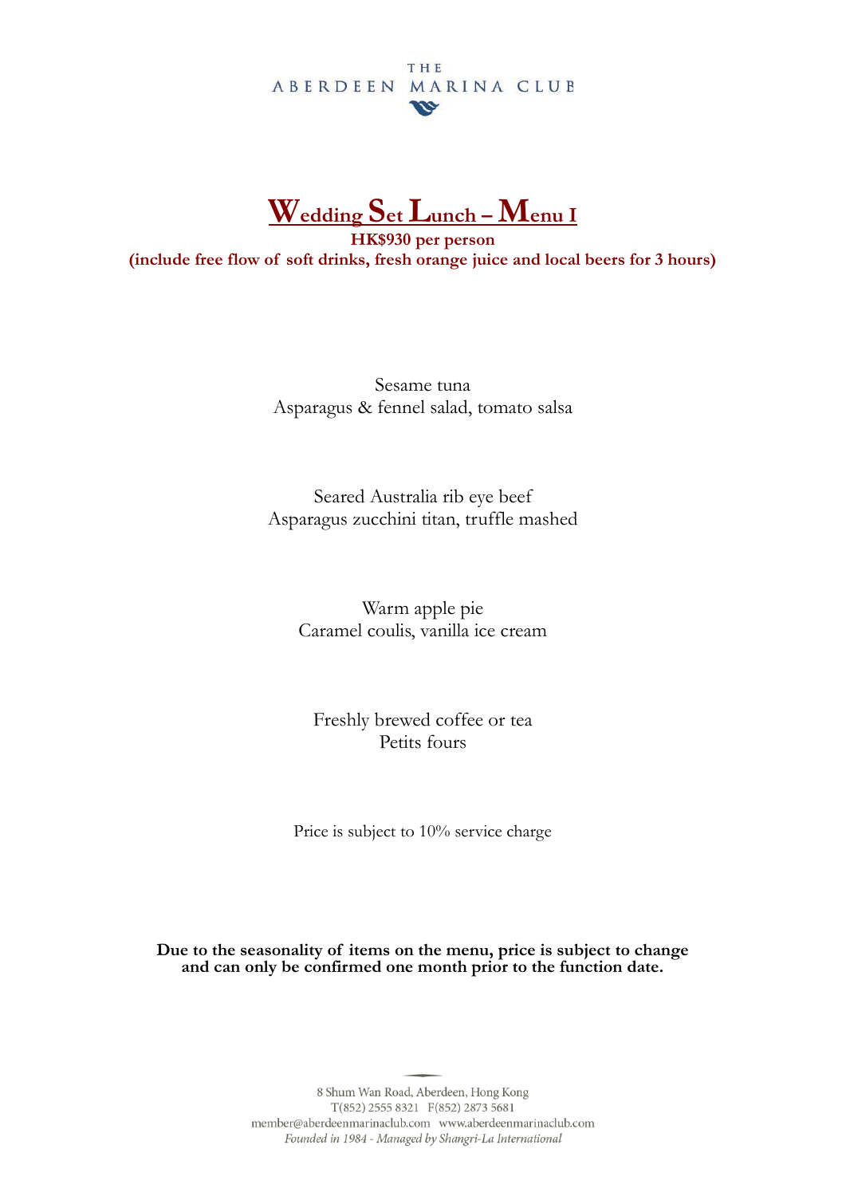THE
ABERDEEN MARINA CLUB

# Wedding Set Lunch – Menu I

**HK$930 per person**

**(include free flow of soft drinks, fresh orange juice and local beers for 3 hours)**

Sesame tuna
Asparagus & fennel salad, tomato salsa

Seared Australia rib eye beef
Asparagus zucchini titan, truffle mashed

Warm apple pie
Caramel coulis, vanilla ice cream

Freshly brewed coffee or tea
Petits fours

Price is subject to 10% service charge

**Due to the seasonality of items on the menu, price is subject to change and can only be confirmed one month prior to the function date.**

8 Shum Wan Road, Aberdeen, Hong Kong
T(852) 2555 8321 F(852) 2873 5681
member@aberdeenmarinaclub.com www.aberdeenmarinaclub.com
*Founded in 1984 - Managed by Shangri-La International*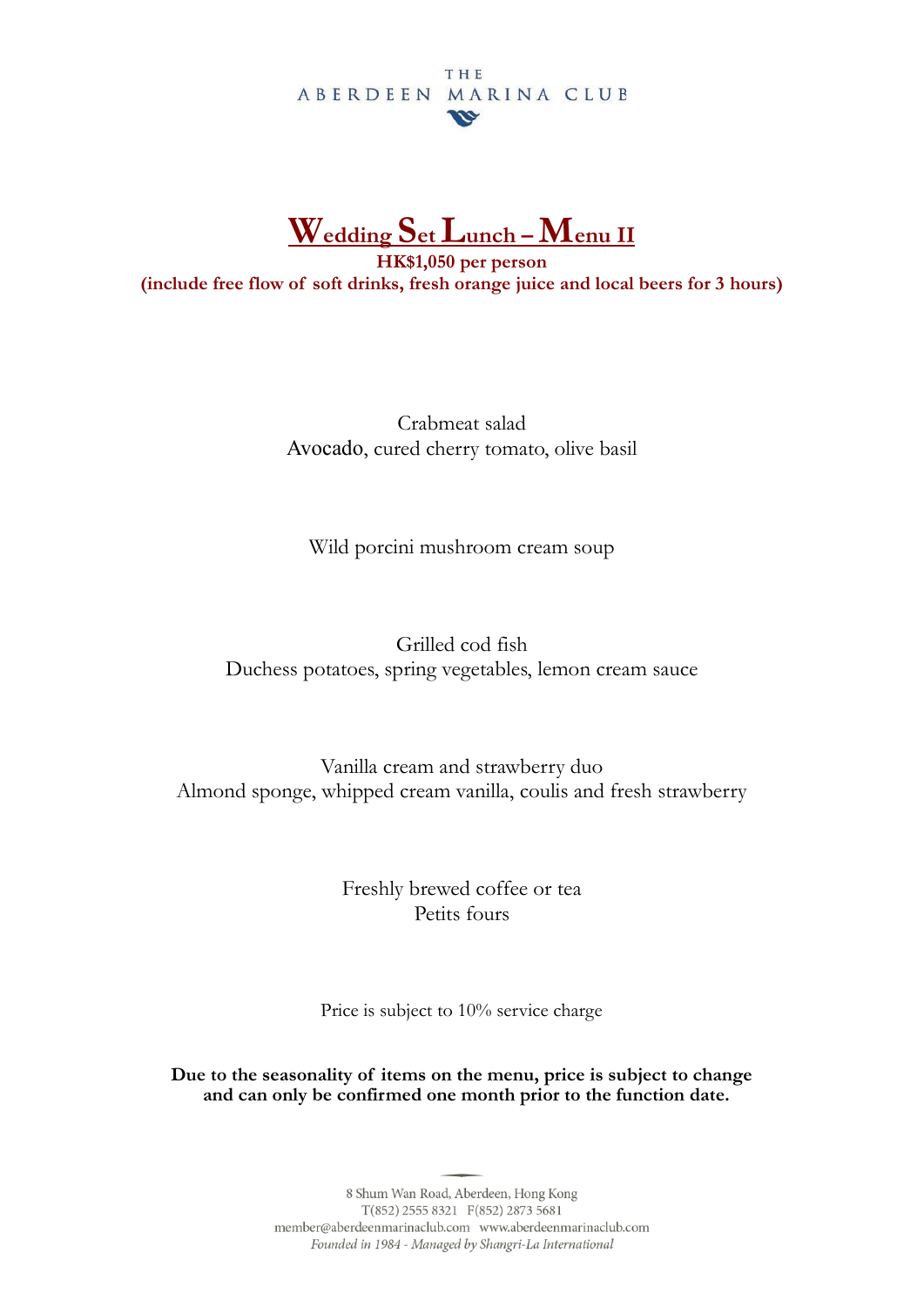THE ABERDEEN MARINA CLUB

# Wedding Set Lunch – Menu II

**HK$1,050 per person**

**(include free flow of soft drinks, fresh orange juice and local beers for 3 hours)**

Crabmeat salad
Avocado, cured cherry tomato, olive basil

Wild porcini mushroom cream soup

Grilled cod fish
Duchess potatoes, spring vegetables, lemon cream sauce

Vanilla cream and strawberry duo
Almond sponge, whipped cream vanilla, coulis and fresh strawberry

Freshly brewed coffee or tea
Petits fours

Price is subject to 10% service charge

**Due to the seasonality of items on the menu, price is subject to change and can only be confirmed one month prior to the function date.**

8 Shum Wan Road, Aberdeen, Hong Kong
T(852) 2555 8321 F(852) 2873 5681
member@aberdeenmarinaclub.com www.aberdeenmarinaclub.com
*Founded in 1984 - Managed by Shangri-La International*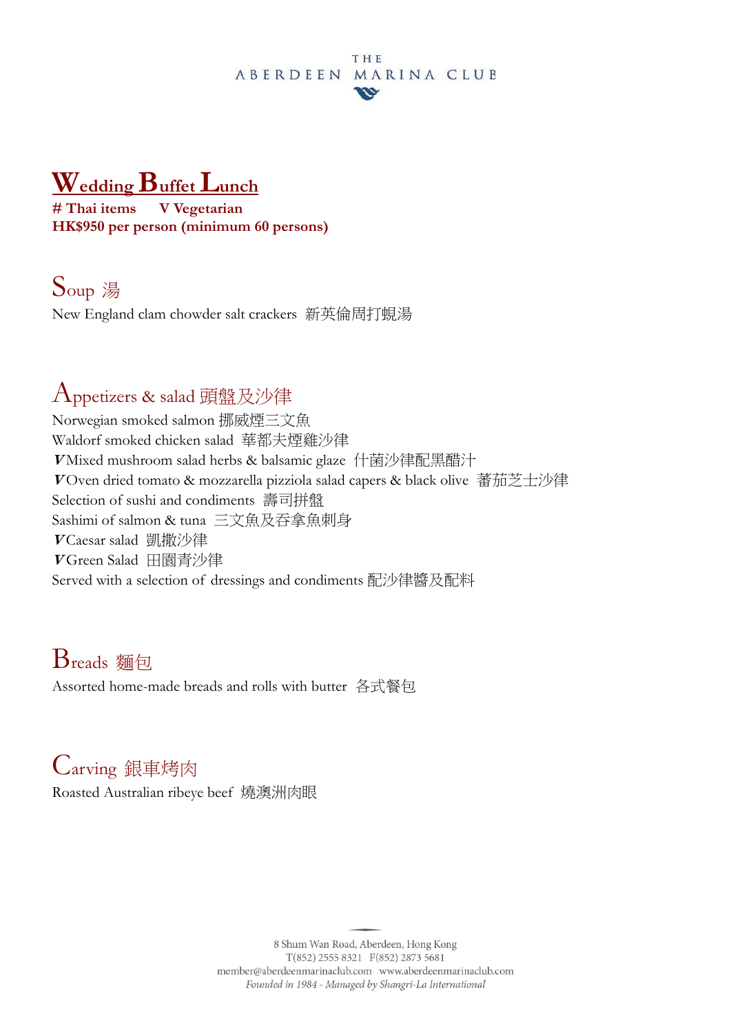THE ABERDEEN MARINA CLUB

# Wedding Buffet Lunch

**# Thai items  V Vegetarian**
**HK$950 per person (minimum 60 persons)**

## Soup 湯

New England clam chowder salt crackers 新英倫周打蜆湯

## Appetizers & salad 頭盤及沙律

Norwegian smoked salmon 挪威煙三文魚
Waldorf smoked chicken salad 華都夫煙雞沙律
***V*** Mixed mushroom salad herbs & balsamic glaze 什菌沙律配黑醋汁
***V*** Oven dried tomato & mozzarella pizziola salad capers & black olive 蕃茄芝士沙律
Selection of sushi and condiments 壽司拼盤
Sashimi of salmon & tuna 三文魚及吞拿魚刺身
***V*** Caesar salad 凱撒沙律
***V*** Green Salad 田園青沙律
Served with a selection of dressings and condiments 配沙律醬及配料

## Breads 麵包

Assorted home-made breads and rolls with butter 各式餐包

## Carving 銀車烤肉

Roasted Australian ribeye beef 燒澳洲肉眼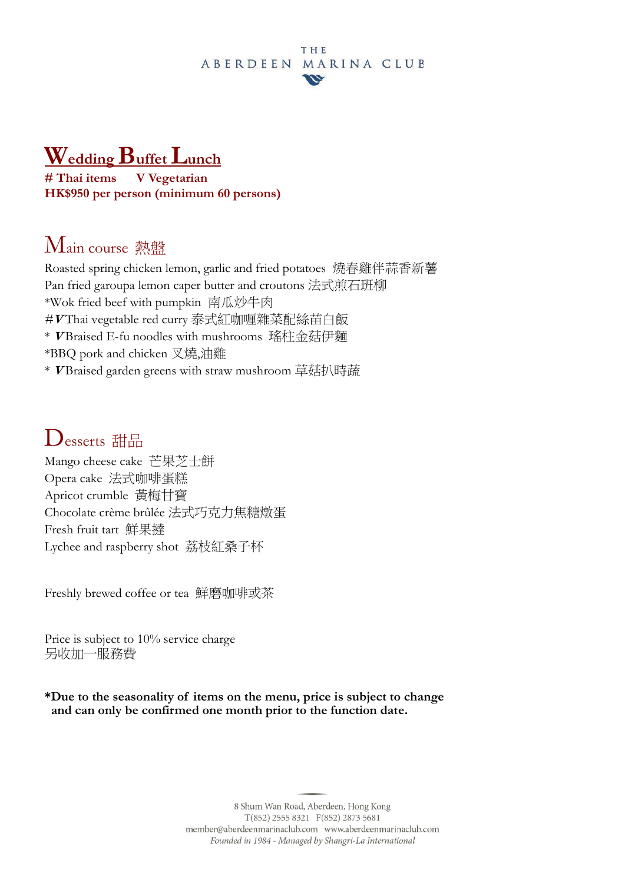THE ABERDEEN MARINA CLUB

# Wedding Buffet Lunch

**# Thai items V Vegetarian**
**HK$950 per person (minimum 60 persons)**

## Main course 熱盤

Roasted spring chicken lemon, garlic and fried potatoes 燒春雞伴蒜香新薯
Pan fried garoupa lemon caper butter and croutons 法式煎石班柳
*Wok fried beef with pumpkin 南瓜炒牛肉
#*V*Thai vegetable red curry 泰式紅咖喱雜菜配絲苗白飯
* *V*Braised E-fu noodles with mushrooms 瑤柱金菇伊麵
*BBQ pork and chicken 叉燒,油雞
* *V*Braised garden greens with straw mushroom 草菇扒時蔬

## Desserts 甜品

Mango cheese cake 芒果芝士餅
Opera cake 法式咖啡蛋糕
Apricot crumble 黃梅甘寶
Chocolate crème brûlée 法式巧克力焦糖燉蛋
Fresh fruit tart 鮮果撻
Lychee and raspberry shot 荔枝紅桑子杯

Freshly brewed coffee or tea 鮮磨咖啡或茶

Price is subject to 10% service charge
另收加一服務費

**\*Due to the seasonality of items on the menu, price is subject to change and can only be confirmed one month prior to the function date.**

8 Shum Wan Road, Aberdeen, Hong Kong
T(852) 2555 8321 F(852) 2873 5681
member@aberdeenmarinaclub.com www.aberdeenmarinaclub.com
*Founded in 1984 - Managed by Shangri-La International*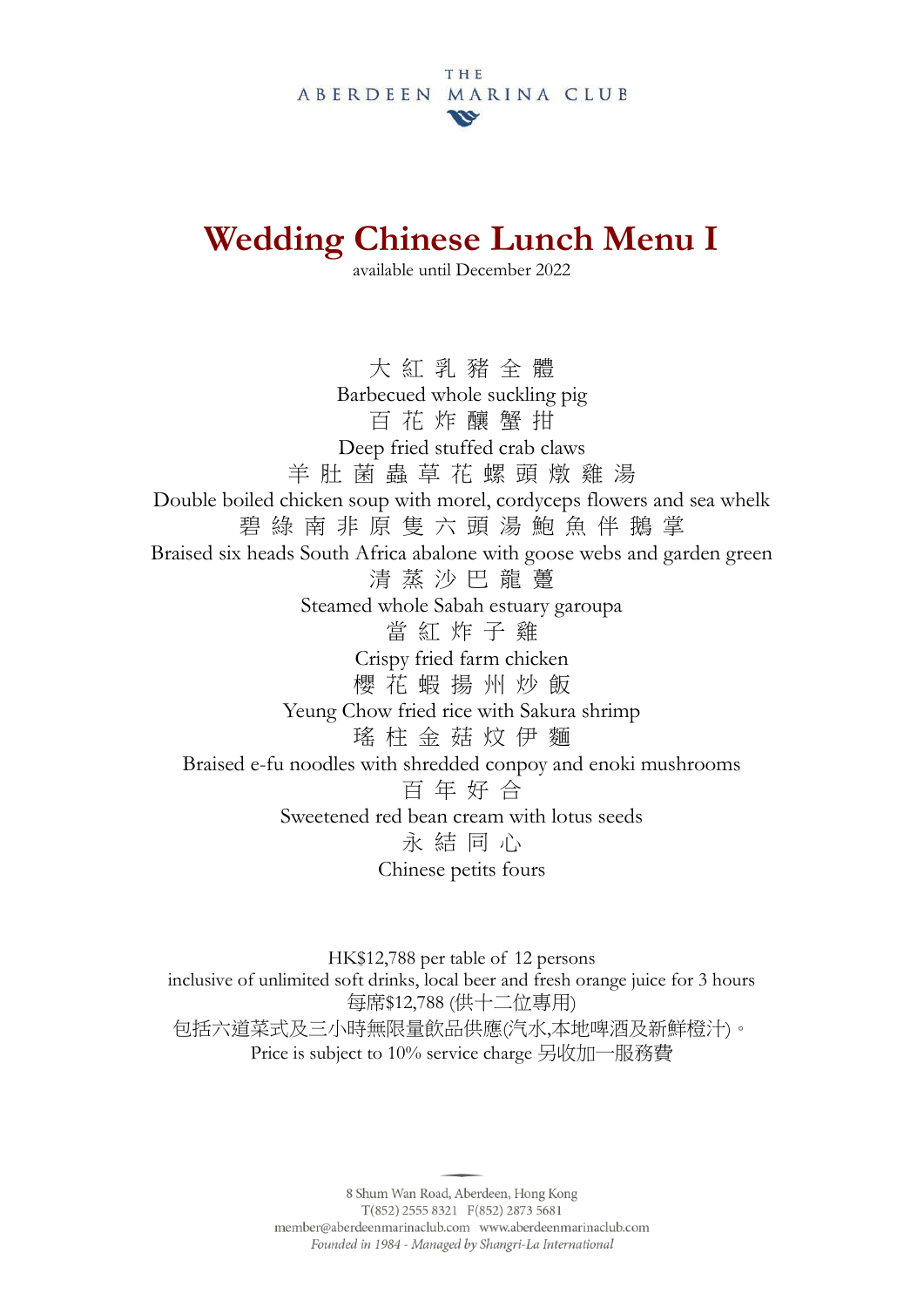THE
ABERDEEN MARINA CLUB

# Wedding Chinese Lunch Menu I

available until December 2022

大 紅 乳 豬 全 體
Barbecued whole suckling pig

百 花 炸 釀 蟹 拑
Deep fried stuffed crab claws

羊 肚 菌 蟲 草 花 螺 頭 燉 雞 湯
Double boiled chicken soup with morel, cordyceps flowers and sea whelk

碧 綠 南 非 原 隻 六 頭 湯 鮑 魚 伴 鵝 掌
Braised six heads South Africa abalone with goose webs and garden green

清 蒸 沙 巴 龍 躉
Steamed whole Sabah estuary garoupa

當 紅 炸 子 雞
Crispy fried farm chicken

櫻 花 蝦 揚 州 炒 飯
Yeung Chow fried rice with Sakura shrimp

瑤 柱 金 菇 炆 伊 麵
Braised e-fu noodles with shredded conpoy and enoki mushrooms

百 年 好 合
Sweetened red bean cream with lotus seeds

永 結 同 心
Chinese petits fours

HK$12,788 per table of 12 persons
inclusive of unlimited soft drinks, local beer and fresh orange juice for 3 hours
每席$12,788 (供十二位專用)
包括六道菜式及三小時無限量飲品供應(汽水,本地啤酒及新鮮橙汁)。
Price is subject to 10% service charge 另收加一服務費

8 Shum Wan Road, Aberdeen, Hong Kong
T(852) 2555 8321 F(852) 2873 5681
member@aberdeenmarinaclub.com www.aberdeenmarinaclub.com
*Founded in 1984 - Managed by Shangri-La International*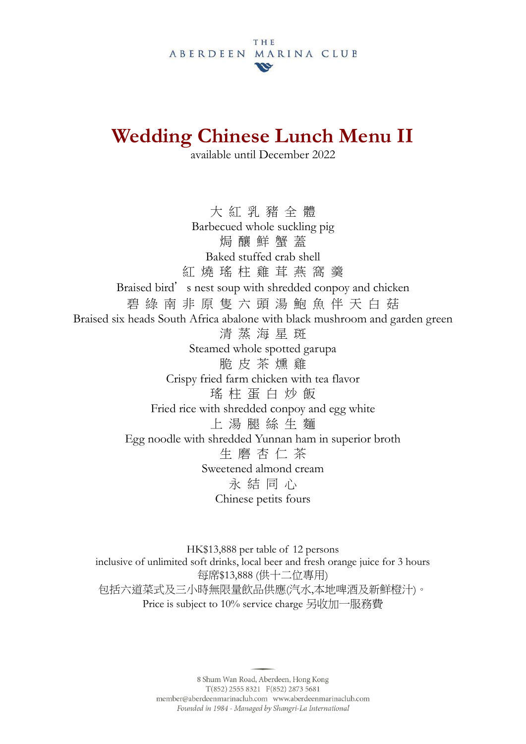THE
ABERDEEN MARINA CLUB

# Wedding Chinese Lunch Menu II

available until December 2022

大 紅 乳 豬 全 體
Barbecued whole suckling pig
焗 釀 鮮 蟹 蓋
Baked stuffed crab shell
紅 燒 瑤 柱 雞 茸 燕 窩 羹
Braised bird' s nest soup with shredded conpoy and chicken
碧 綠 南 非 原 隻 六 頭 湯 鮑 魚 伴 天 白 菇
Braised six heads South Africa abalone with black mushroom and garden green
清 蒸 海 星 斑
Steamed whole spotted garupa
脆 皮 茶 燻 雞
Crispy fried farm chicken with tea flavor
瑤 柱 蛋 白 炒 飯
Fried rice with shredded conpoy and egg white
上 湯 腿 絲 生 麵
Egg noodle with shredded Yunnan ham in superior broth
生 磨 杏 仁 茶
Sweetened almond cream
永 結 同 心
Chinese petits fours

HK$13,888 per table of 12 persons
inclusive of unlimited soft drinks, local beer and fresh orange juice for 3 hours
每席$13,888 (供十二位專用)
包括六道菜式及三小時無限量飲品供應(汽水,本地啤酒及新鮮橙汁)。
Price is subject to 10% service charge 另收加一服務費

8 Shum Wan Road, Aberdeen, Hong Kong
T(852) 2555 8321 F(852) 2873 5681
member@aberdeenmarinaclub.com www.aberdeenmarinaclub.com
*Founded in 1984 - Managed by Shangri-La International*